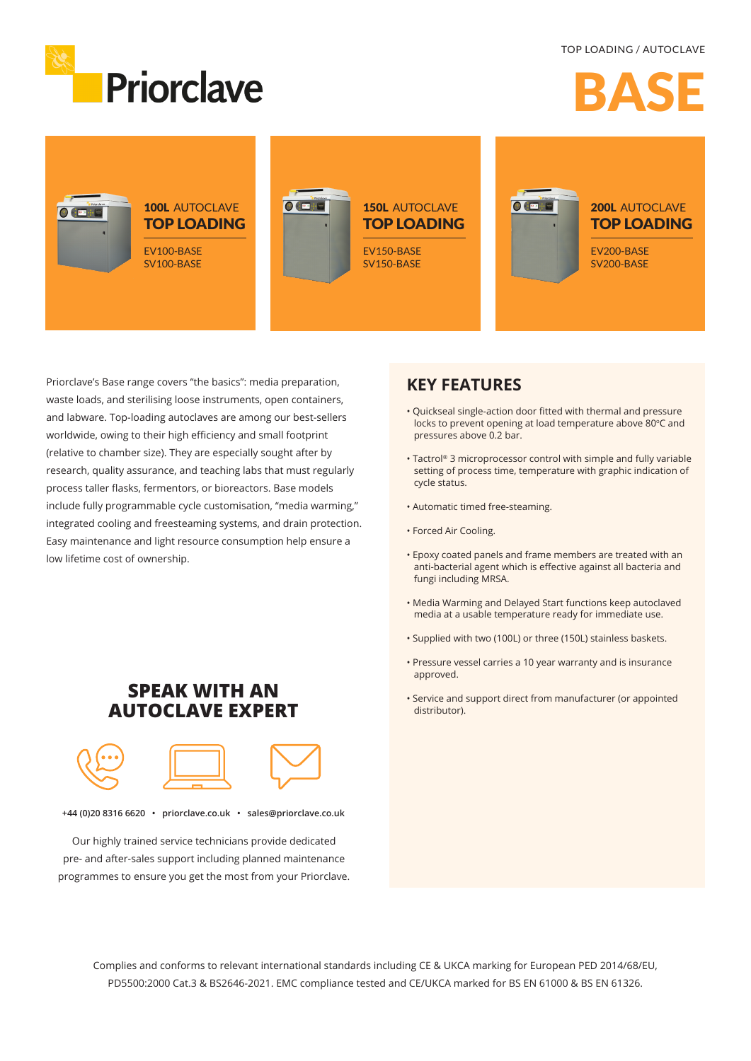Priorclave

TOP LOADING / AUTOCLAVE

# BASE

**100L** AUTOCLAVE
**TOP LOADING**

EV100-BASE
SV100-BASE

**150L** AUTOCLAVE
**TOP LOADING**

EV150-BASE
SV150-BASE

**200L** AUTOCLAVE
**TOP LOADING**

EV200-BASE
SV200-BASE

Priorclave's Base range covers "the basics": media preparation, waste loads, and sterilising loose instruments, open containers, and labware. Top-loading autoclaves are among our best-sellers worldwide, owing to their high efficiency and small footprint (relative to chamber size). They are especially sought after by research, quality assurance, and teaching labs that must regularly process taller flasks, fermentors, or bioreactors. Base models include fully programmable cycle customisation, "media warming," integrated cooling and freesteaming systems, and drain protection. Easy maintenance and light resource consumption help ensure a low lifetime cost of ownership.

## KEY FEATURES

- Quickseal single-action door fitted with thermal and pressure locks to prevent opening at load temperature above 80°C and pressures above 0.2 bar.
- Tactrol® 3 microprocessor control with simple and fully variable setting of process time, temperature with graphic indication of cycle status.
- Automatic timed free-steaming.
- Forced Air Cooling.
- Epoxy coated panels and frame members are treated with an anti-bacterial agent which is effective against all bacteria and fungi including MRSA.
- Media Warming and Delayed Start functions keep autoclaved media at a usable temperature ready for immediate use.
- Supplied with two (100L) or three (150L) stainless baskets.
- Pressure vessel carries a 10 year warranty and is insurance approved.
- Service and support direct from manufacturer (or appointed distributor).

## SPEAK WITH AN AUTOCLAVE EXPERT

**+44 (0)20 8316 6620 • priorclave.co.uk • sales@priorclave.co.uk**

Our highly trained service technicians provide dedicated pre- and after-sales support including planned maintenance programmes to ensure you get the most from your Priorclave.

Complies and conforms to relevant international standards including CE & UKCA marking for European PED 2014/68/EU, PD5500:2000 Cat.3 & BS2646-2021. EMC compliance tested and CE/UKCA marked for BS EN 61000 & BS EN 61326.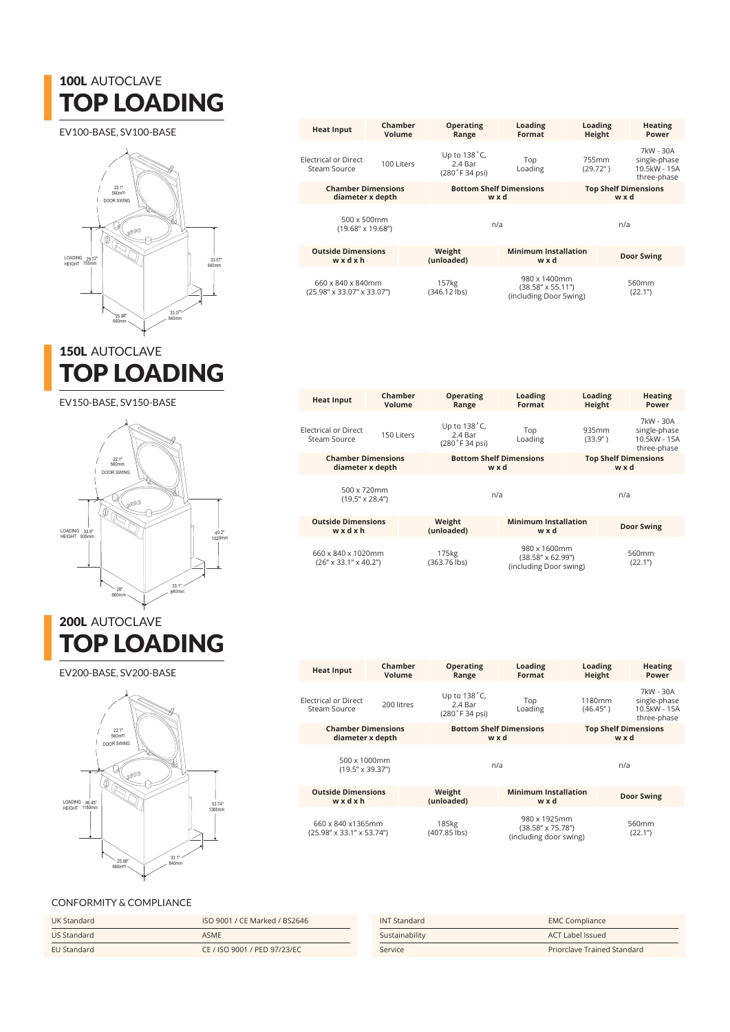# 100L AUTOCLAVE TOP LOADING

EV100-BASE, SV100-BASE

22.1"
560mm
DOOR SWING

LOADING HEIGHT 29.72" 755mm

33.07" 840mm

25.98" 660mm

33.07" 840mm

| Heat Input | Chamber Volume | Operating Range | Loading Format | Loading Height | Heating Power |
|---|---|---|---|---|---|
| Electrical or Direct Steam Source | 100 Liters | Up to 138˚C, 2.4 Bar (280˚F 34 psi) | Top Loading | 755mm (29.72") | 7kW - 30A single-phase 10.5kW - 15A three-phase |

| Chamber Dimensions diameter x depth | Bottom Shelf Dimensions w x d | Top Shelf Dimensions w x d |
|---|---|---|
| 500 x 500mm (19.68" x 19.68") | n/a | n/a |

| Outside Dimensions w x d x h | Weight (unloaded) | Minimum Installation w x d | Door Swing |
|---|---|---|---|
| 660 x 840 x 840mm (25.98" x 33.07" x 33.07") | 157kg (346.12 lbs) | 980 x 1400mm (38.58" x 55.11") (including Door Swing) | 560mm (22.1") |

# 150L AUTOCLAVE TOP LOADING

EV150-BASE, SV150-BASE

22.1"
560mm
DOOR SWING

LOADING HEIGHT 33.9" 935mm

40.2" 1020mm

26" 660mm

33.1" 840mm

| Heat Input | Chamber Volume | Operating Range | Loading Format | Loading Height | Heating Power |
|---|---|---|---|---|---|
| Electrical or Direct Steam Source | 150 Liters | Up to 138˚C, 2.4 Bar (280˚F 34 psi) | Top Loading | 935mm (33.9") | 7kW - 30A single-phase 10.5kW - 15A three-phase |

| Chamber Dimensions diameter x depth | Bottom Shelf Dimensions w x d | Top Shelf Dimensions w x d |
|---|---|---|
| 500 x 720mm (19.5" x 28.4") | n/a | n/a |

| Outside Dimensions w x d x h | Weight (unloaded) | Minimum Installation w x d | Door Swing |
|---|---|---|---|
| 660 x 840 x 1020mm (26" x 33.1" x 40.2") | 175kg (363.76 lbs) | 980 x 1600mm (38.58" x 62.99") (including Door swing) | 560mm (22.1") |

# 200L AUTOCLAVE TOP LOADING

EV200-BASE, SV200-BASE

22.1"
560mm
DOOR SWING

LOADING HEIGHT 46.45" 1180mm

53.74" 1365mm

25.98" 660mm

33.1" 840mm

| Heat Input | Chamber Volume | Operating Range | Loading Format | Loading Height | Heating Power |
|---|---|---|---|---|---|
| Electrical or Direct Steam Source | 200 litres | Up to 138˚C, 2.4 Bar (280˚F 34 psi) | Top Loading | 1180mm (46.45") | 7kW - 30A single-phase 10.5kW - 15A three-phase |

| Chamber Dimensions diameter x depth | Bottom Shelf Dimensions w x d | Top Shelf Dimensions w x d |
|---|---|---|
| 500 x 1000mm (19.5" x 39.37") | n/a | n/a |

| Outside Dimensions w x d x h | Weight (unloaded) | Minimum Installation w x d | Door Swing |
|---|---|---|---|
| 660 x 840 x1365mm (25.98" x 33.1" x 53.74") | 185kg (407.85 lbs) | 980 x 1925mm (38.58" x 75.78") (including door swing) | 560mm (22.1") |

## CONFORMITY & COMPLIANCE

| | | | |
|---|---|---|---|
| UK Standard | ISO 9001 / CE Marked / BS2646 | INT Standard | EMC Compliance |
| US Standard | ASME | Sustainability | ACT Label Issued |
| EU Standard | CE / ISO 9001 / PED 97/23/EC | Service | Priorclave Trained Standard |